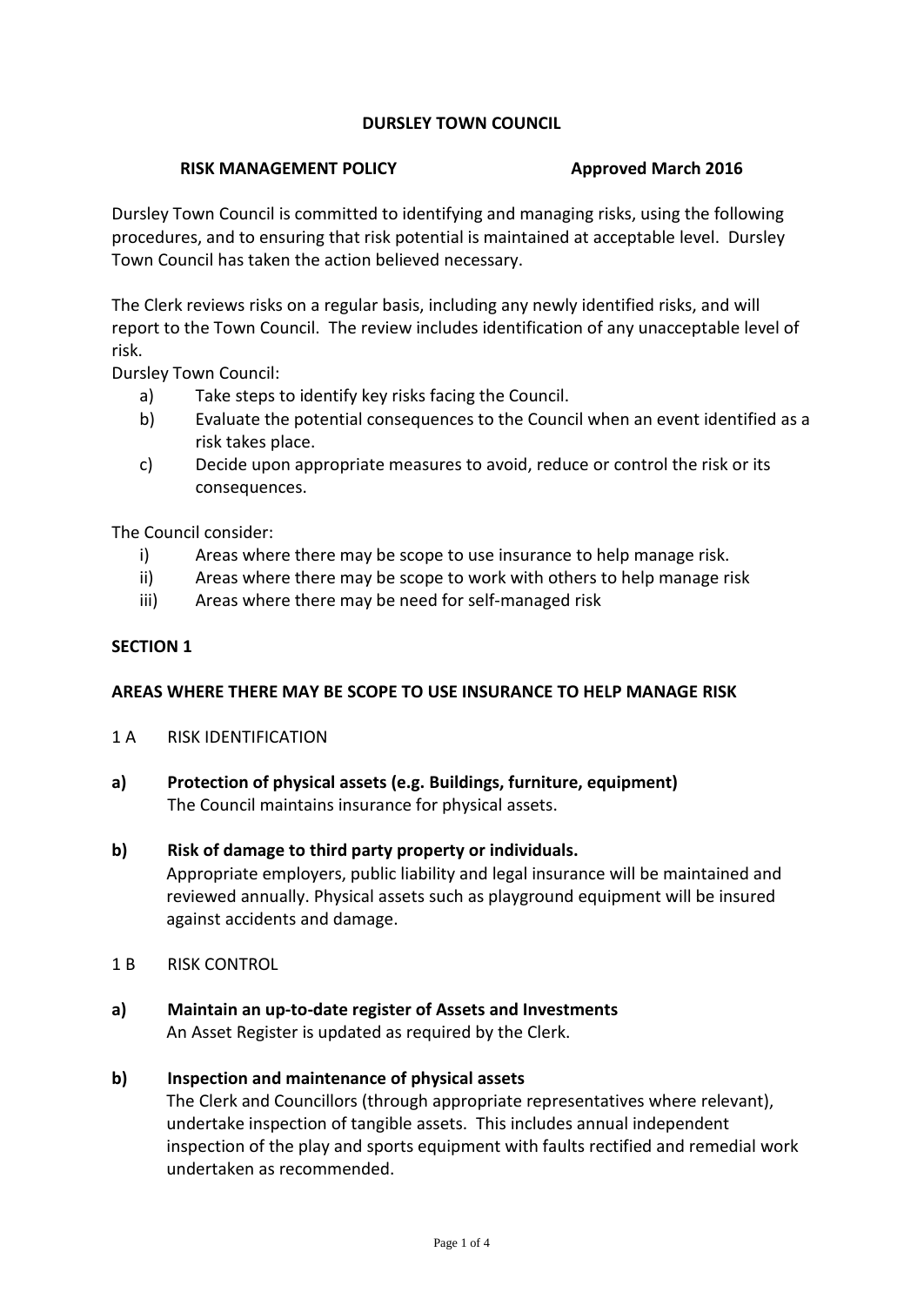# DURSLEY TOWN COUNCIL

**RISK MANAGEMENT POLICY** **Approved March 2016**

Dursley Town Council is committed to identifying and managing risks, using the following procedures, and to ensuring that risk potential is maintained at acceptable level. Dursley Town Council has taken the action believed necessary.

The Clerk reviews risks on a regular basis, including any newly identified risks, and will report to the Town Council. The review includes identification of any unacceptable level of risk.

Dursley Town Council:

a) Take steps to identify key risks facing the Council.
b) Evaluate the potential consequences to the Council when an event identified as a risk takes place.
c) Decide upon appropriate measures to avoid, reduce or control the risk or its consequences.

The Council consider:

i) Areas where there may be scope to use insurance to help manage risk.
ii) Areas where there may be scope to work with others to help manage risk
iii) Areas where there may be need for self-managed risk

## SECTION 1

### AREAS WHERE THERE MAY BE SCOPE TO USE INSURANCE TO HELP MANAGE RISK

1 A RISK IDENTIFICATION

**a) Protection of physical assets (e.g. Buildings, furniture, equipment)**
The Council maintains insurance for physical assets.

**b) Risk of damage to third party property or individuals.**
Appropriate employers, public liability and legal insurance will be maintained and reviewed annually. Physical assets such as playground equipment will be insured against accidents and damage.

1 B RISK CONTROL

**a) Maintain an up-to-date register of Assets and Investments**
An Asset Register is updated as required by the Clerk.

**b) Inspection and maintenance of physical assets**
The Clerk and Councillors (through appropriate representatives where relevant), undertake inspection of tangible assets. This includes annual independent inspection of the play and sports equipment with faults rectified and remedial work undertaken as recommended.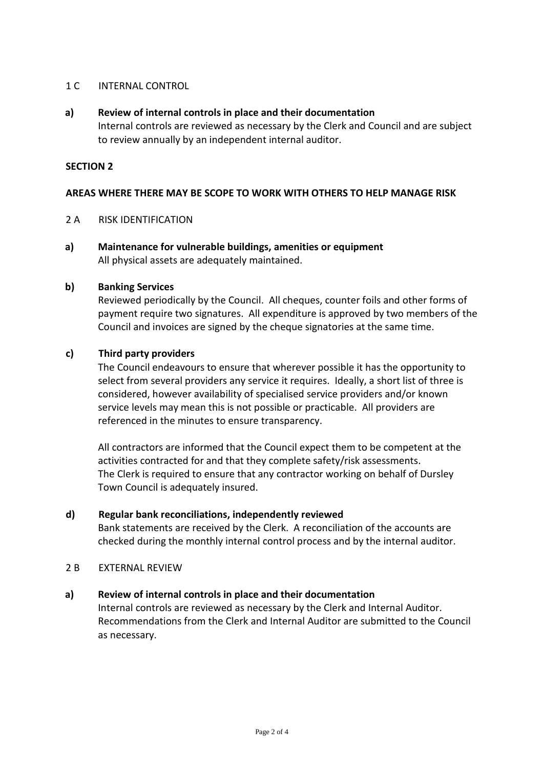1 C INTERNAL CONTROL

**a) Review of internal controls in place and their documentation**

Internal controls are reviewed as necessary by the Clerk and Council and are subject to review annually by an independent internal auditor.

**SECTION 2**

**AREAS WHERE THERE MAY BE SCOPE TO WORK WITH OTHERS TO HELP MANAGE RISK**

2 A RISK IDENTIFICATION

**a) Maintenance for vulnerable buildings, amenities or equipment**

All physical assets are adequately maintained.

**b) Banking Services**

Reviewed periodically by the Council. All cheques, counter foils and other forms of payment require two signatures. All expenditure is approved by two members of the Council and invoices are signed by the cheque signatories at the same time.

**c) Third party providers**

The Council endeavours to ensure that wherever possible it has the opportunity to select from several providers any service it requires. Ideally, a short list of three is considered, however availability of specialised service providers and/or known service levels may mean this is not possible or practicable. All providers are referenced in the minutes to ensure transparency.

All contractors are informed that the Council expect them to be competent at the activities contracted for and that they complete safety/risk assessments. The Clerk is required to ensure that any contractor working on behalf of Dursley Town Council is adequately insured.

**d) Regular bank reconciliations, independently reviewed**

Bank statements are received by the Clerk. A reconciliation of the accounts are checked during the monthly internal control process and by the internal auditor.

2 B EXTERNAL REVIEW

**a) Review of internal controls in place and their documentation**

Internal controls are reviewed as necessary by the Clerk and Internal Auditor. Recommendations from the Clerk and Internal Auditor are submitted to the Council as necessary.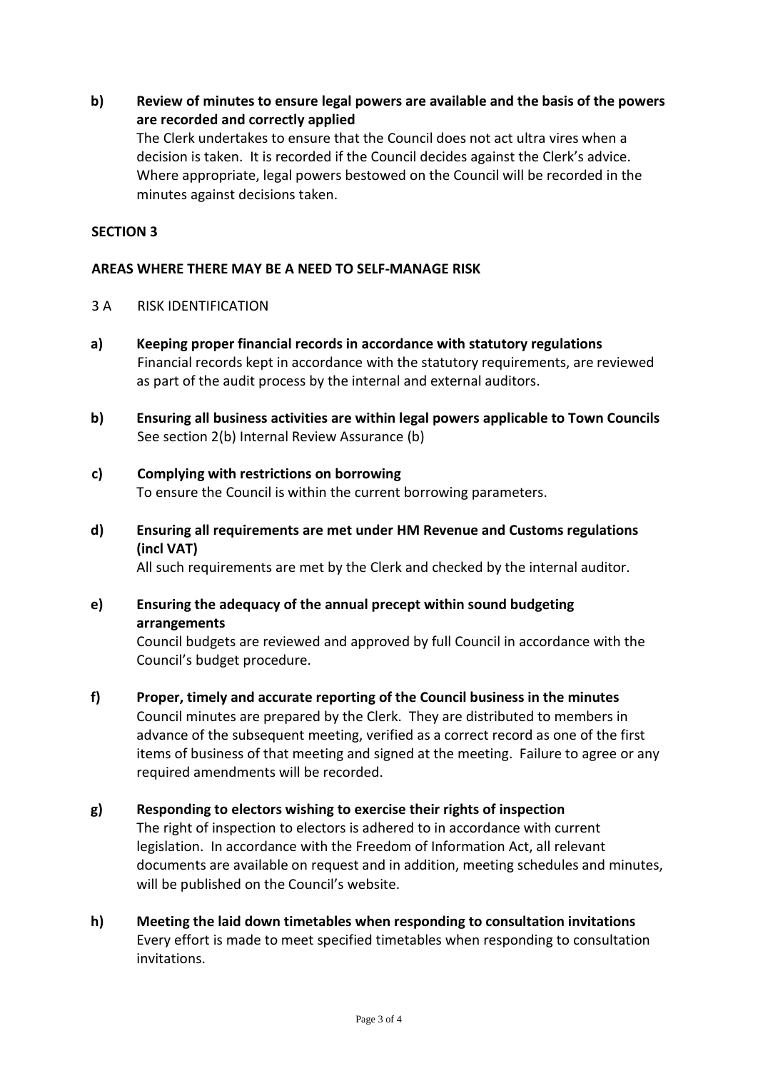**b) Review of minutes to ensure legal powers are available and the basis of the powers are recorded and correctly applied**

The Clerk undertakes to ensure that the Council does not act ultra vires when a decision is taken. It is recorded if the Council decides against the Clerk's advice. Where appropriate, legal powers bestowed on the Council will be recorded in the minutes against decisions taken.

## SECTION 3

## AREAS WHERE THERE MAY BE A NEED TO SELF-MANAGE RISK

3 A RISK IDENTIFICATION

**a) Keeping proper financial records in accordance with statutory regulations**

Financial records kept in accordance with the statutory requirements, are reviewed as part of the audit process by the internal and external auditors.

**b) Ensuring all business activities are within legal powers applicable to Town Councils**

See section 2(b) Internal Review Assurance (b)

**c) Complying with restrictions on borrowing**

To ensure the Council is within the current borrowing parameters.

**d) Ensuring all requirements are met under HM Revenue and Customs regulations (incl VAT)**

All such requirements are met by the Clerk and checked by the internal auditor.

**e) Ensuring the adequacy of the annual precept within sound budgeting arrangements**

Council budgets are reviewed and approved by full Council in accordance with the Council's budget procedure.

**f) Proper, timely and accurate reporting of the Council business in the minutes**

Council minutes are prepared by the Clerk. They are distributed to members in advance of the subsequent meeting, verified as a correct record as one of the first items of business of that meeting and signed at the meeting. Failure to agree or any required amendments will be recorded.

**g) Responding to electors wishing to exercise their rights of inspection**

The right of inspection to electors is adhered to in accordance with current legislation. In accordance with the Freedom of Information Act, all relevant documents are available on request and in addition, meeting schedules and minutes, will be published on the Council's website.

**h) Meeting the laid down timetables when responding to consultation invitations**

Every effort is made to meet specified timetables when responding to consultation invitations.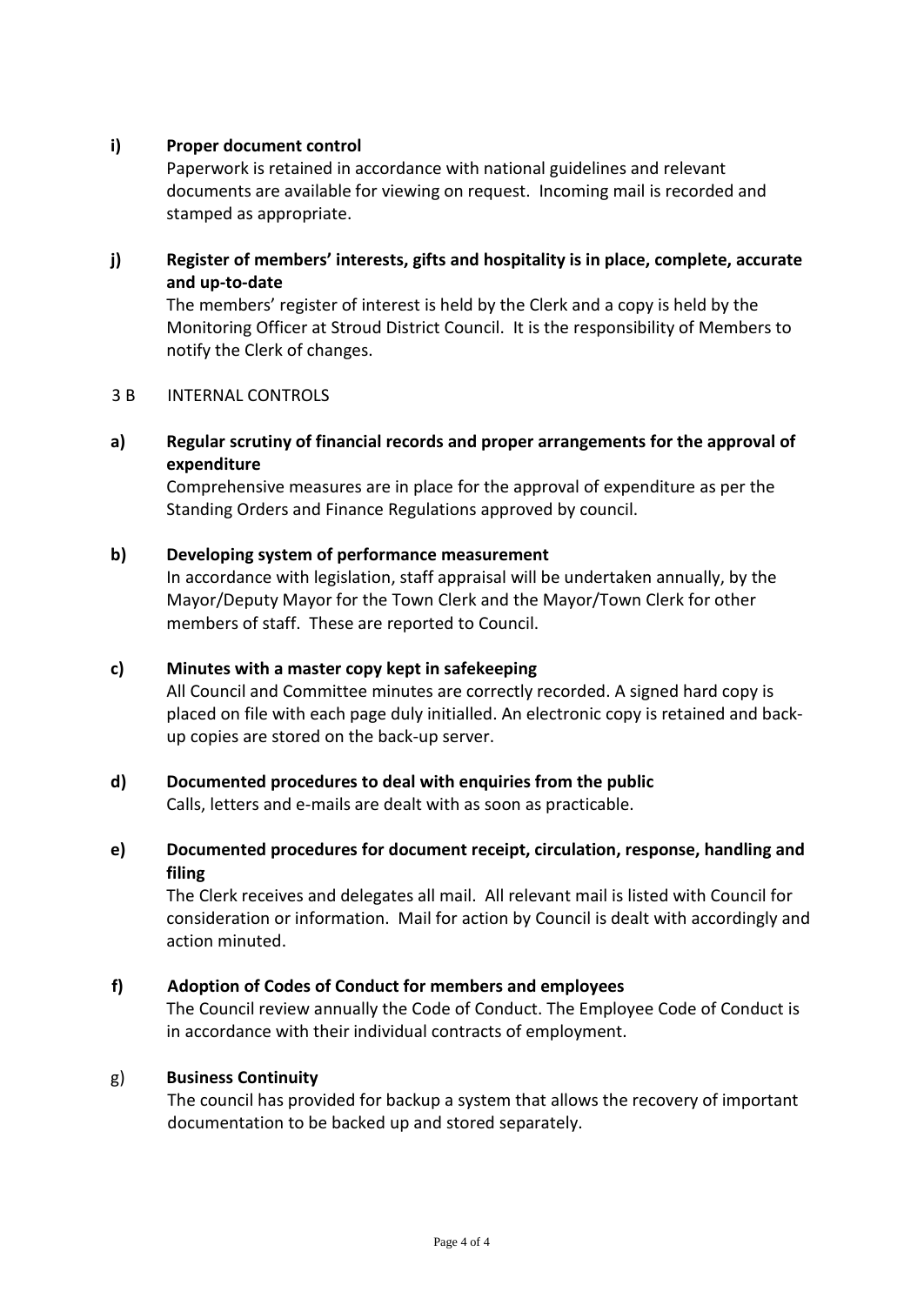**i) Proper document control**

Paperwork is retained in accordance with national guidelines and relevant documents are available for viewing on request. Incoming mail is recorded and stamped as appropriate.

**j) Register of members' interests, gifts and hospitality is in place, complete, accurate and up-to-date**

The members' register of interest is held by the Clerk and a copy is held by the Monitoring Officer at Stroud District Council. It is the responsibility of Members to notify the Clerk of changes.

3 B INTERNAL CONTROLS

**a) Regular scrutiny of financial records and proper arrangements for the approval of expenditure**

Comprehensive measures are in place for the approval of expenditure as per the Standing Orders and Finance Regulations approved by council.

**b) Developing system of performance measurement**

In accordance with legislation, staff appraisal will be undertaken annually, by the Mayor/Deputy Mayor for the Town Clerk and the Mayor/Town Clerk for other members of staff. These are reported to Council.

**c) Minutes with a master copy kept in safekeeping**

All Council and Committee minutes are correctly recorded. A signed hard copy is placed on file with each page duly initialled. An electronic copy is retained and back-up copies are stored on the back-up server.

**d) Documented procedures to deal with enquiries from the public**

Calls, letters and e-mails are dealt with as soon as practicable.

**e) Documented procedures for document receipt, circulation, response, handling and filing**

The Clerk receives and delegates all mail. All relevant mail is listed with Council for consideration or information. Mail for action by Council is dealt with accordingly and action minuted.

**f) Adoption of Codes of Conduct for members and employees**

The Council review annually the Code of Conduct. The Employee Code of Conduct is in accordance with their individual contracts of employment.

g) **Business Continuity**

The council has provided for backup a system that allows the recovery of important documentation to be backed up and stored separately.